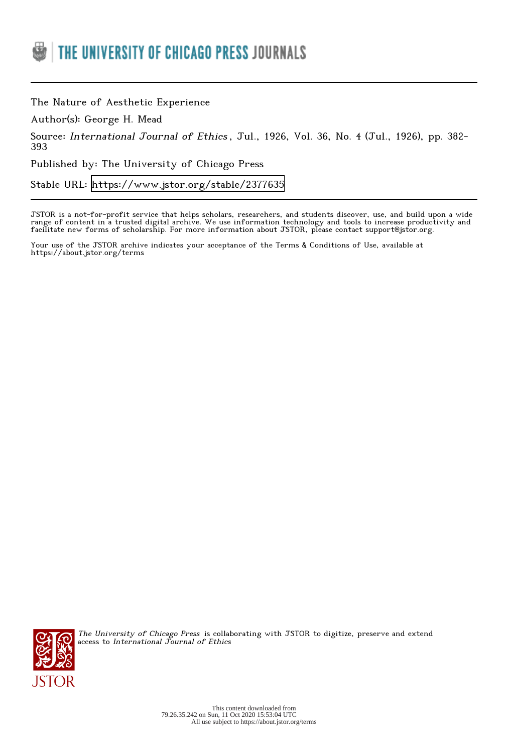THE UNIVERSITY OF CHICAGO PRESS JOURNALS

---

The Nature of Aesthetic Experience

Author(s): George H. Mead

Source: *International Journal of Ethics*, Jul., 1926, Vol. 36, No. 4 (Jul., 1926), pp. 382-393

Published by: The University of Chicago Press

Stable URL: https://www.jstor.org/stable/2377635

---

JSTOR is a not-for-profit service that helps scholars, researchers, and students discover, use, and build upon a wide range of content in a trusted digital archive. We use information technology and tools to increase productivity and facilitate new forms of scholarship. For more information about JSTOR, please contact support@jstor.org.

Your use of the JSTOR archive indicates your acceptance of the Terms & Conditions of Use, available at https://about.jstor.org/terms

*The University of Chicago Press* is collaborating with JSTOR to digitize, preserve and extend access to *International Journal of Ethics*

JSTOR

This content downloaded from 79.26.35.242 on Sun, 11 Oct 2020 15:53:04 UTC
All use subject to https://about.jstor.org/terms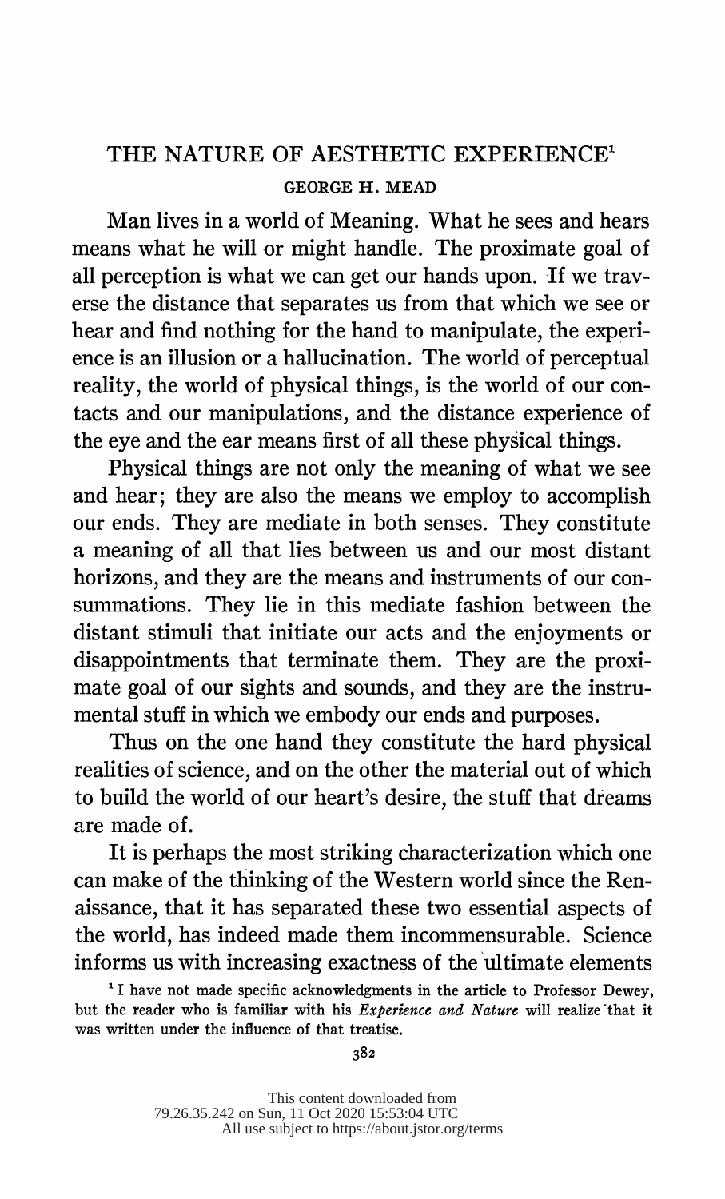# THE NATURE OF AESTHETIC EXPERIENCE[1]

GEORGE H. MEAD

Man lives in a world of Meaning. What he sees and hears means what he will or might handle. The proximate goal of all perception is what we can get our hands upon. If we traverse the distance that separates us from that which we see or hear and find nothing for the hand to manipulate, the experience is an illusion or a hallucination. The world of perceptual reality, the world of physical things, is the world of our contacts and our manipulations, and the distance experience of the eye and the ear means first of all these physical things.

Physical things are not only the meaning of what we see and hear; they are also the means we employ to accomplish our ends. They are mediate in both senses. They constitute a meaning of all that lies between us and our most distant horizons, and they are the means and instruments of our consummations. They lie in this mediate fashion between the distant stimuli that initiate our acts and the enjoyments or disappointments that terminate them. They are the proximate goal of our sights and sounds, and they are the instrumental stuff in which we embody our ends and purposes.

Thus on the one hand they constitute the hard physical realities of science, and on the other the material out of which to build the world of our heart's desire, the stuff that dreams are made of.

It is perhaps the most striking characterization which one can make of the thinking of the Western world since the Renaissance, that it has separated these two essential aspects of the world, has indeed made them incommensurable. Science informs us with increasing exactness of the ultimate elements

[1] I have not made specific acknowledgments in the article to Professor Dewey, but the reader who is familiar with his *Experience and Nature* will realize that it was written under the influence of that treatise.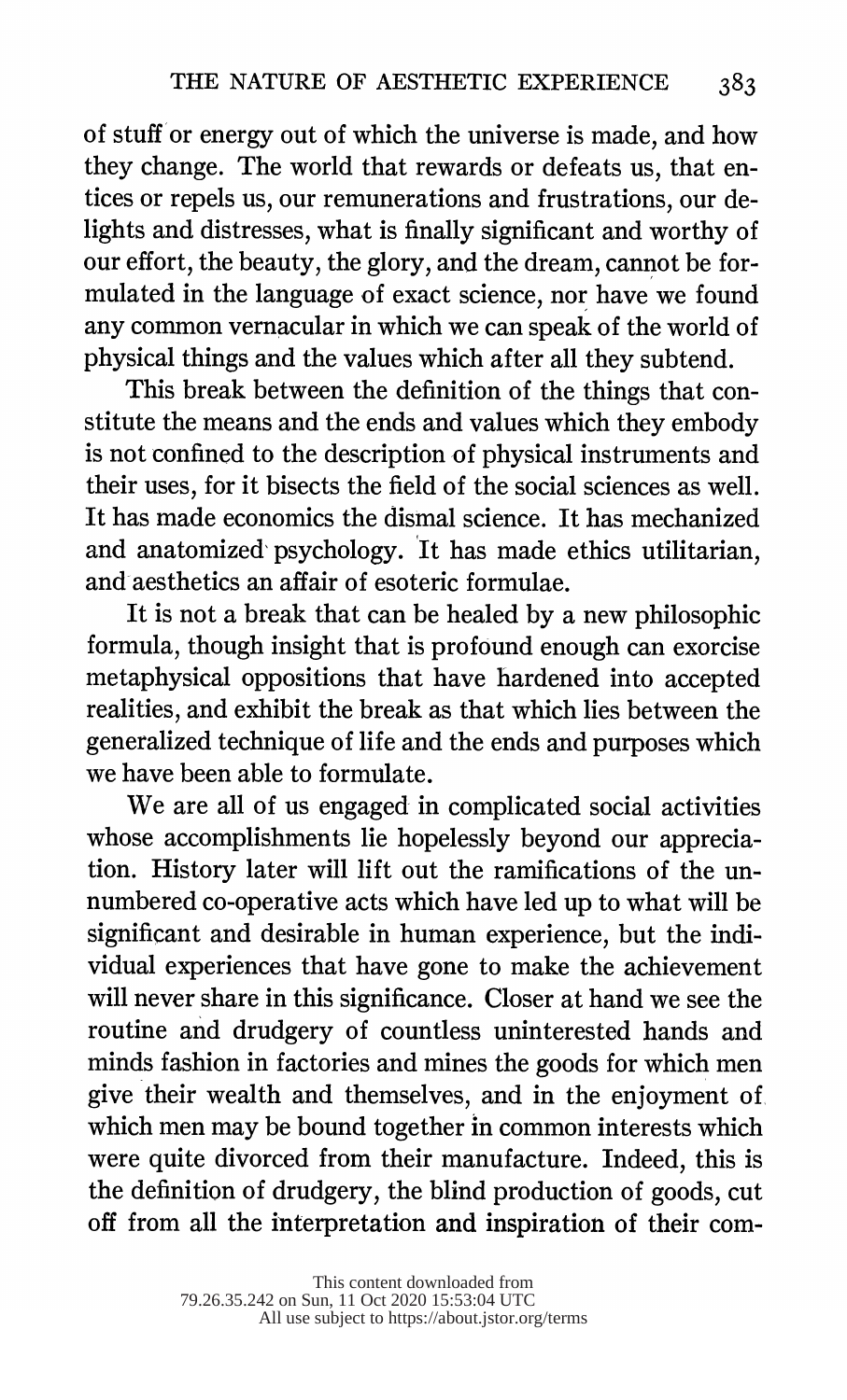of stuff or energy out of which the universe is made, and how they change. The world that rewards or defeats us, that entices or repels us, our remunerations and frustrations, our delights and distresses, what is finally significant and worthy of our effort, the beauty, the glory, and the dream, cannot be formulated in the language of exact science, nor have we found any common vernacular in which we can speak of the world of physical things and the values which after all they subtend.

This break between the definition of the things that constitute the means and the ends and values which they embody is not confined to the description of physical instruments and their uses, for it bisects the field of the social sciences as well. It has made economics the dismal science. It has mechanized and anatomized psychology. It has made ethics utilitarian, and aesthetics an affair of esoteric formulae.

It is not a break that can be healed by a new philosophic formula, though insight that is profound enough can exorcise metaphysical oppositions that have hardened into accepted realities, and exhibit the break as that which lies between the generalized technique of life and the ends and purposes which we have been able to formulate.

We are all of us engaged in complicated social activities whose accomplishments lie hopelessly beyond our appreciation. History later will lift out the ramifications of the unnumbered co-operative acts which have led up to what will be significant and desirable in human experience, but the individual experiences that have gone to make the achievement will never share in this significance. Closer at hand we see the routine and drudgery of countless uninterested hands and minds fashion in factories and mines the goods for which men give their wealth and themselves, and in the enjoyment of which men may be bound together in common interests which were quite divorced from their manufacture. Indeed, this is the definition of drudgery, the blind production of goods, cut off from all the interpretation and inspiration of their com-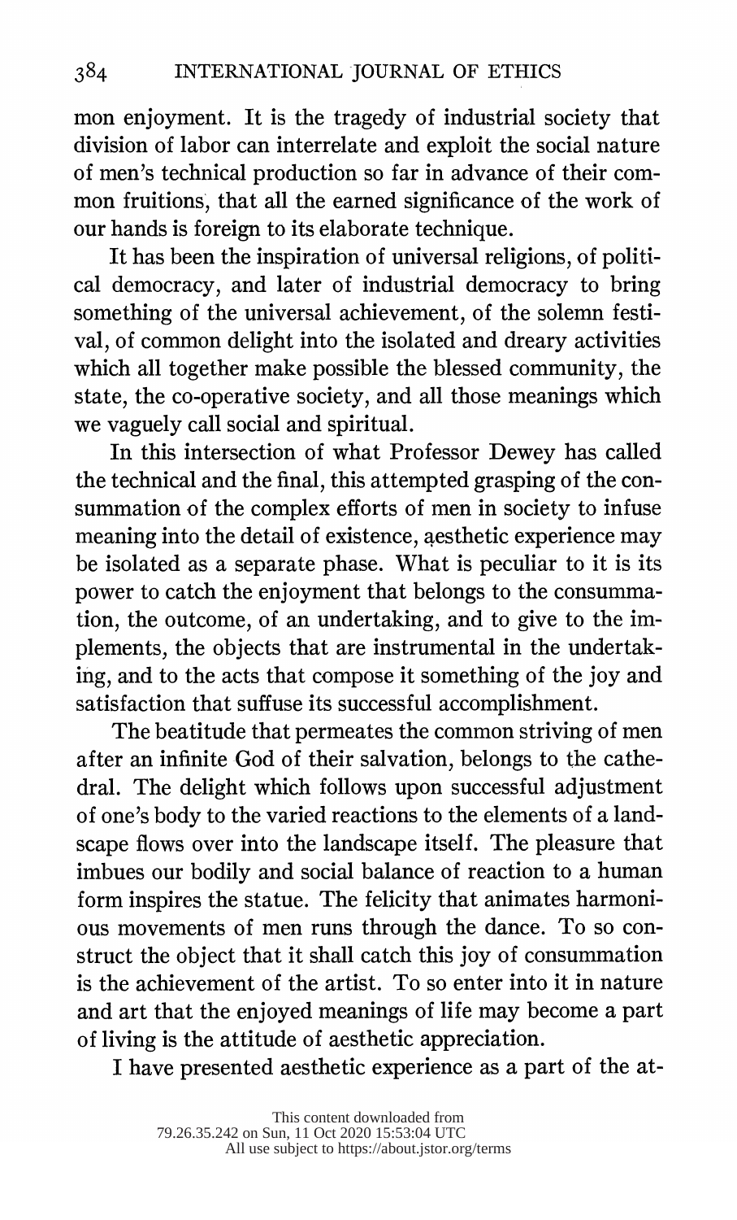mon enjoyment. It is the tragedy of industrial society that division of labor can interrelate and exploit the social nature of men's technical production so far in advance of their common fruitions, that all the earned significance of the work of our hands is foreign to its elaborate technique.

It has been the inspiration of universal religions, of political democracy, and later of industrial democracy to bring something of the universal achievement, of the solemn festival, of common delight into the isolated and dreary activities which all together make possible the blessed community, the state, the co-operative society, and all those meanings which we vaguely call social and spiritual.

In this intersection of what Professor Dewey has called the technical and the final, this attempted grasping of the consummation of the complex efforts of men in society to infuse meaning into the detail of existence, aesthetic experience may be isolated as a separate phase. What is peculiar to it is its power to catch the enjoyment that belongs to the consummation, the outcome, of an undertaking, and to give to the implements, the objects that are instrumental in the undertaking, and to the acts that compose it something of the joy and satisfaction that suffuse its successful accomplishment.

The beatitude that permeates the common striving of men after an infinite God of their salvation, belongs to the cathedral. The delight which follows upon successful adjustment of one's body to the varied reactions to the elements of a landscape flows over into the landscape itself. The pleasure that imbues our bodily and social balance of reaction to a human form inspires the statue. The felicity that animates harmonious movements of men runs through the dance. To so construct the object that it shall catch this joy of consummation is the achievement of the artist. To so enter into it in nature and art that the enjoyed meanings of life may become a part of living is the attitude of aesthetic appreciation.

I have presented aesthetic experience as a part of the at-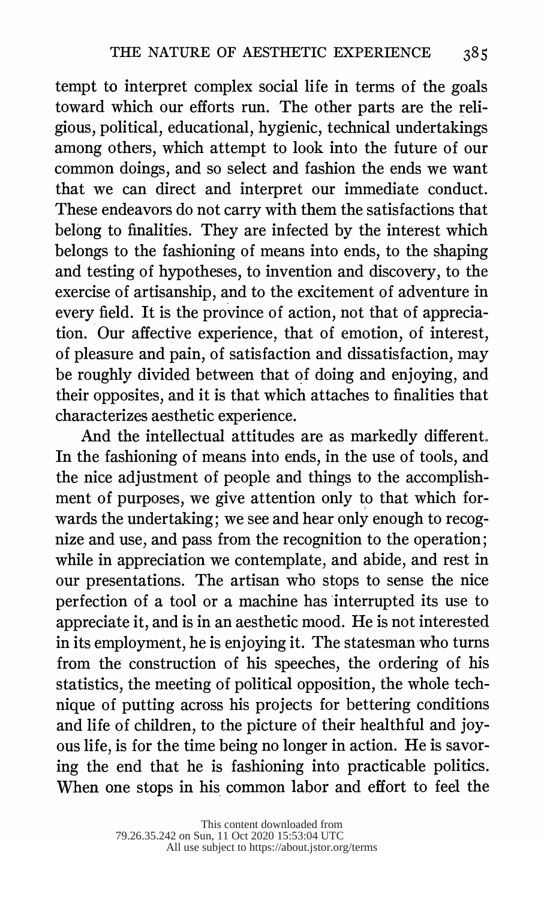tempt to interpret complex social life in terms of the goals toward which our efforts run. The other parts are the religious, political, educational, hygienic, technical undertakings among others, which attempt to look into the future of our common doings, and so select and fashion the ends we want that we can direct and interpret our immediate conduct. These endeavors do not carry with them the satisfactions that belong to finalities. They are infected by the interest which belongs to the fashioning of means into ends, to the shaping and testing of hypotheses, to invention and discovery, to the exercise of artisanship, and to the excitement of adventure in every field. It is the province of action, not that of appreciation. Our affective experience, that of emotion, of interest, of pleasure and pain, of satisfaction and dissatisfaction, may be roughly divided between that of doing and enjoying, and their opposites, and it is that which attaches to finalities that characterizes aesthetic experience.

And the intellectual attitudes are as markedly different. In the fashioning of means into ends, in the use of tools, and the nice adjustment of people and things to the accomplishment of purposes, we give attention only to that which forwards the undertaking; we see and hear only enough to recognize and use, and pass from the recognition to the operation; while in appreciation we contemplate, and abide, and rest in our presentations. The artisan who stops to sense the nice perfection of a tool or a machine has interrupted its use to appreciate it, and is in an aesthetic mood. He is not interested in its employment, he is enjoying it. The statesman who turns from the construction of his speeches, the ordering of his statistics, the meeting of political opposition, the whole technique of putting across his projects for bettering conditions and life of children, to the picture of their healthful and joyous life, is for the time being no longer in action. He is savoring the end that he is fashioning into practicable politics. When one stops in his common labor and effort to feel the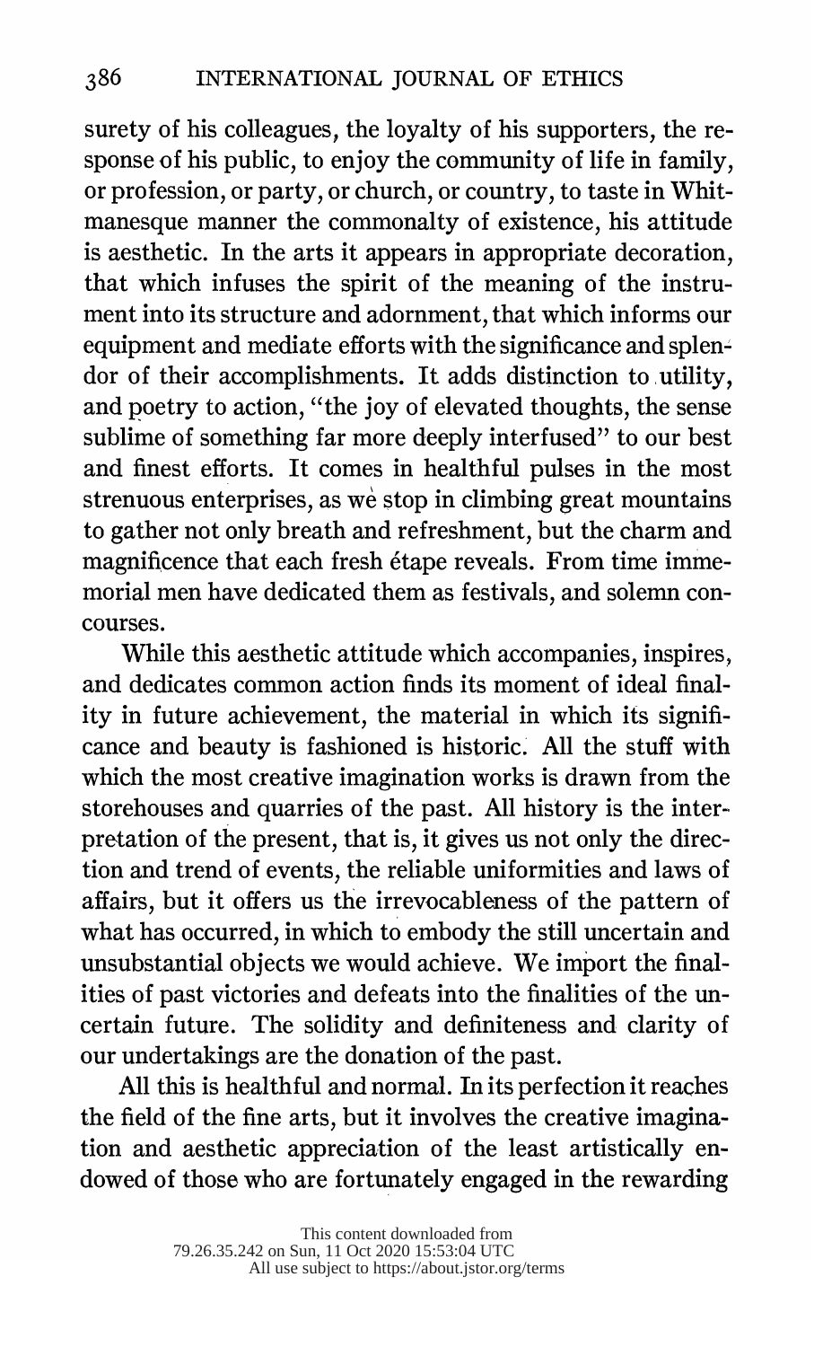surety of his colleagues, the loyalty of his supporters, the response of his public, to enjoy the community of life in family, or profession, or party, or church, or country, to taste in Whitmanesque manner the commonalty of existence, his attitude is aesthetic. In the arts it appears in appropriate decoration, that which infuses the spirit of the meaning of the instrument into its structure and adornment, that which informs our equipment and mediate efforts with the significance and splendor of their accomplishments. It adds distinction to utility, and poetry to action, "the joy of elevated thoughts, the sense sublime of something far more deeply interfused" to our best and finest efforts. It comes in healthful pulses in the most strenuous enterprises, as we stop in climbing great mountains to gather not only breath and refreshment, but the charm and magnificence that each fresh étape reveals. From time immemorial men have dedicated them as festivals, and solemn concourses.

While this aesthetic attitude which accompanies, inspires, and dedicates common action finds its moment of ideal finality in future achievement, the material in which its significance and beauty is fashioned is historic. All the stuff with which the most creative imagination works is drawn from the storehouses and quarries of the past. All history is the interpretation of the present, that is, it gives us not only the direction and trend of events, the reliable uniformities and laws of affairs, but it offers us the irrevocableness of the pattern of what has occurred, in which to embody the still uncertain and unsubstantial objects we would achieve. We import the finalities of past victories and defeats into the finalities of the uncertain future. The solidity and definiteness and clarity of our undertakings are the donation of the past.

All this is healthful and normal. In its perfection it reaches the field of the fine arts, but it involves the creative imagination and aesthetic appreciation of the least artistically endowed of those who are fortunately engaged in the rewarding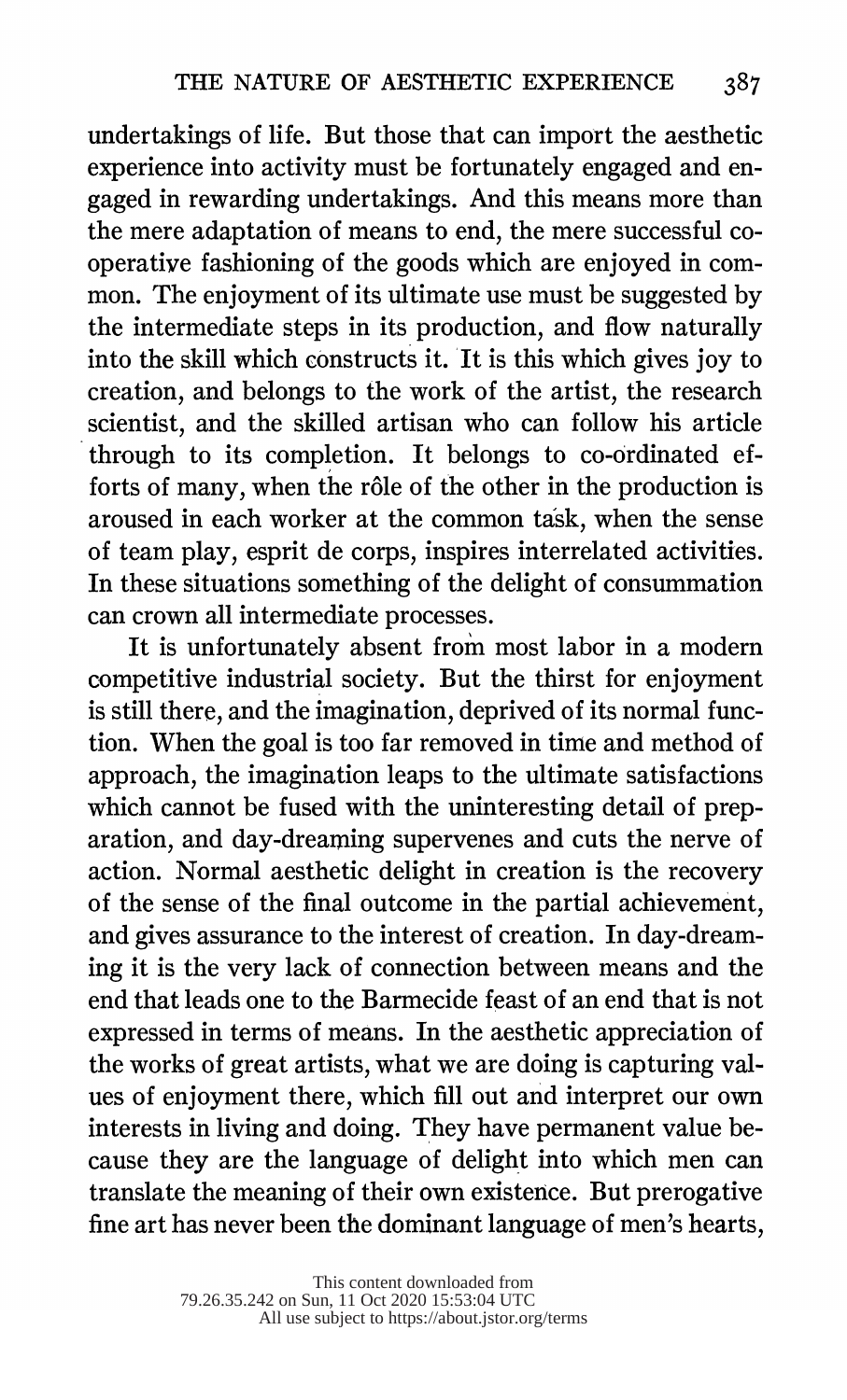undertakings of life. But those that can import the aesthetic experience into activity must be fortunately engaged and engaged in rewarding undertakings. And this means more than the mere adaptation of means to end, the mere successful co-operative fashioning of the goods which are enjoyed in common. The enjoyment of its ultimate use must be suggested by the intermediate steps in its production, and flow naturally into the skill which constructs it. It is this which gives joy to creation, and belongs to the work of the artist, the research scientist, and the skilled artisan who can follow his article through to its completion. It belongs to co-ordinated efforts of many, when the rôle of the other in the production is aroused in each worker at the common task, when the sense of team play, esprit de corps, inspires interrelated activities. In these situations something of the delight of consummation can crown all intermediate processes.

It is unfortunately absent from most labor in a modern competitive industrial society. But the thirst for enjoyment is still there, and the imagination, deprived of its normal function. When the goal is too far removed in time and method of approach, the imagination leaps to the ultimate satisfactions which cannot be fused with the uninteresting detail of preparation, and day-dreaming supervenes and cuts the nerve of action. Normal aesthetic delight in creation is the recovery of the sense of the final outcome in the partial achievement, and gives assurance to the interest of creation. In day-dreaming it is the very lack of connection between means and the end that leads one to the Barmecide feast of an end that is not expressed in terms of means. In the aesthetic appreciation of the works of great artists, what we are doing is capturing values of enjoyment there, which fill out and interpret our own interests in living and doing. They have permanent value because they are the language of delight into which men can translate the meaning of their own existence. But prerogative fine art has never been the dominant language of men's hearts,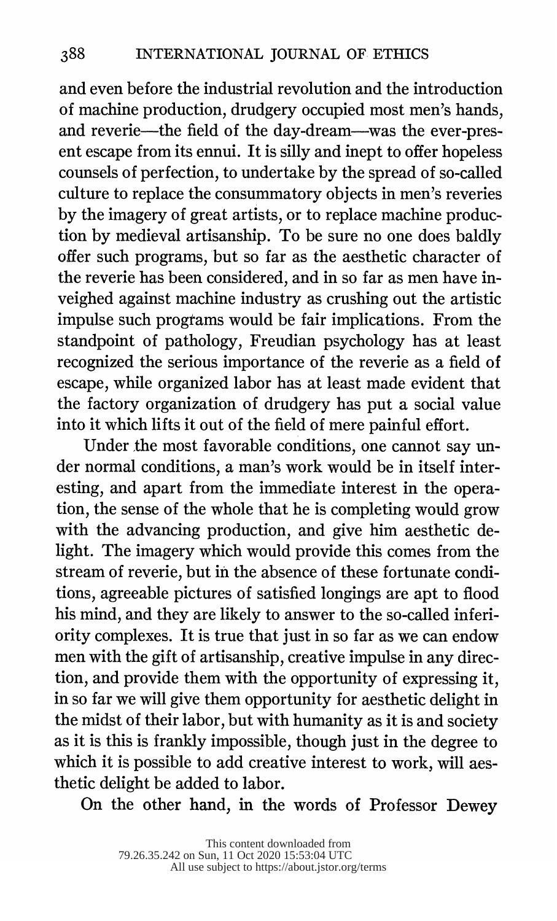and even before the industrial revolution and the introduction of machine production, drudgery occupied most men's hands, and reverie—the field of the day-dream—was the ever-present escape from its ennui. It is silly and inept to offer hopeless counsels of perfection, to undertake by the spread of so-called culture to replace the consummatory objects in men's reveries by the imagery of great artists, or to replace machine production by medieval artisanship. To be sure no one does baldly offer such programs, but so far as the aesthetic character of the reverie has been considered, and in so far as men have inveighed against machine industry as crushing out the artistic impulse such programs would be fair implications. From the standpoint of pathology, Freudian psychology has at least recognized the serious importance of the reverie as a field of escape, while organized labor has at least made evident that the factory organization of drudgery has put a social value into it which lifts it out of the field of mere painful effort.

Under the most favorable conditions, one cannot say under normal conditions, a man's work would be in itself interesting, and apart from the immediate interest in the operation, the sense of the whole that he is completing would grow with the advancing production, and give him aesthetic delight. The imagery which would provide this comes from the stream of reverie, but in the absence of these fortunate conditions, agreeable pictures of satisfied longings are apt to flood his mind, and they are likely to answer to the so-called inferiority complexes. It is true that just in so far as we can endow men with the gift of artisanship, creative impulse in any direction, and provide them with the opportunity of expressing it, in so far we will give them opportunity for aesthetic delight in the midst of their labor, but with humanity as it is and society as it is this is frankly impossible, though just in the degree to which it is possible to add creative interest to work, will aesthetic delight be added to labor.

On the other hand, in the words of Professor Dewey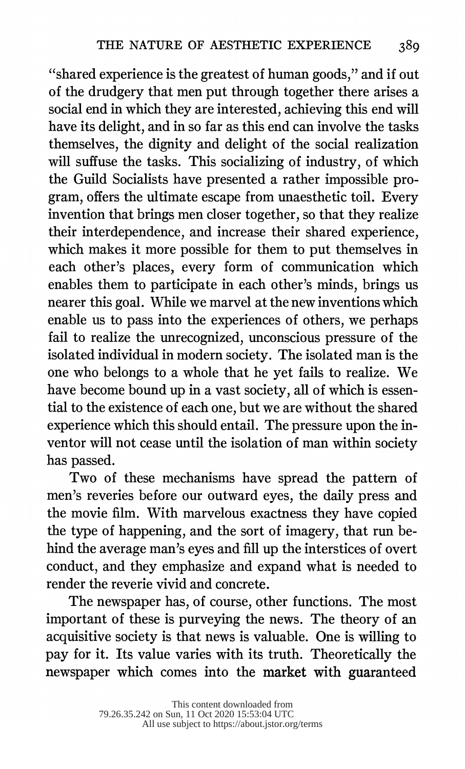"shared experience is the greatest of human goods," and if out of the drudgery that men put through together there arises a social end in which they are interested, achieving this end will have its delight, and in so far as this end can involve the tasks themselves, the dignity and delight of the social realization will suffuse the tasks. This socializing of industry, of which the Guild Socialists have presented a rather impossible program, offers the ultimate escape from unaesthetic toil. Every invention that brings men closer together, so that they realize their interdependence, and increase their shared experience, which makes it more possible for them to put themselves in each other's places, every form of communication which enables them to participate in each other's minds, brings us nearer this goal. While we marvel at the new inventions which enable us to pass into the experiences of others, we perhaps fail to realize the unrecognized, unconscious pressure of the isolated individual in modern society. The isolated man is the one who belongs to a whole that he yet fails to realize. We have become bound up in a vast society, all of which is essential to the existence of each one, but we are without the shared experience which this should entail. The pressure upon the inventor will not cease until the isolation of man within society has passed.

Two of these mechanisms have spread the pattern of men's reveries before our outward eyes, the daily press and the movie film. With marvelous exactness they have copied the type of happening, and the sort of imagery, that run behind the average man's eyes and fill up the interstices of overt conduct, and they emphasize and expand what is needed to render the reverie vivid and concrete.

The newspaper has, of course, other functions. The most important of these is purveying the news. The theory of an acquisitive society is that news is valuable. One is willing to pay for it. Its value varies with its truth. Theoretically the newspaper which comes into the market with guaranteed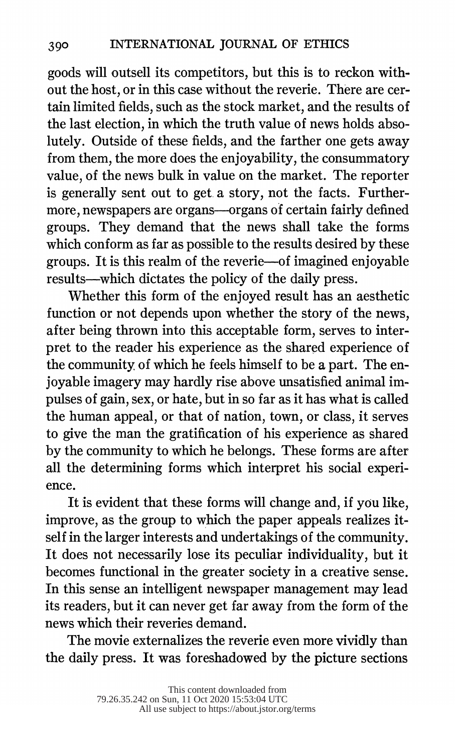goods will outsell its competitors, but this is to reckon without the host, or in this case without the reverie. There are certain limited fields, such as the stock market, and the results of the last election, in which the truth value of news holds absolutely. Outside of these fields, and the farther one gets away from them, the more does the enjoyability, the consummatory value, of the news bulk in value on the market. The reporter is generally sent out to get a story, not the facts. Furthermore, newspapers are organs—organs of certain fairly defined groups. They demand that the news shall take the forms which conform as far as possible to the results desired by these groups. It is this realm of the reverie—of imagined enjoyable results—which dictates the policy of the daily press.

Whether this form of the enjoyed result has an aesthetic function or not depends upon whether the story of the news, after being thrown into this acceptable form, serves to interpret to the reader his experience as the shared experience of the community of which he feels himself to be a part. The enjoyable imagery may hardly rise above unsatisfied animal impulses of gain, sex, or hate, but in so far as it has what is called the human appeal, or that of nation, town, or class, it serves to give the man the gratification of his experience as shared by the community to which he belongs. These forms are after all the determining forms which interpret his social experience.

It is evident that these forms will change and, if you like, improve, as the group to which the paper appeals realizes itself in the larger interests and undertakings of the community. It does not necessarily lose its peculiar individuality, but it becomes functional in the greater society in a creative sense. In this sense an intelligent newspaper management may lead its readers, but it can never get far away from the form of the news which their reveries demand.

The movie externalizes the reverie even more vividly than the daily press. It was foreshadowed by the picture sections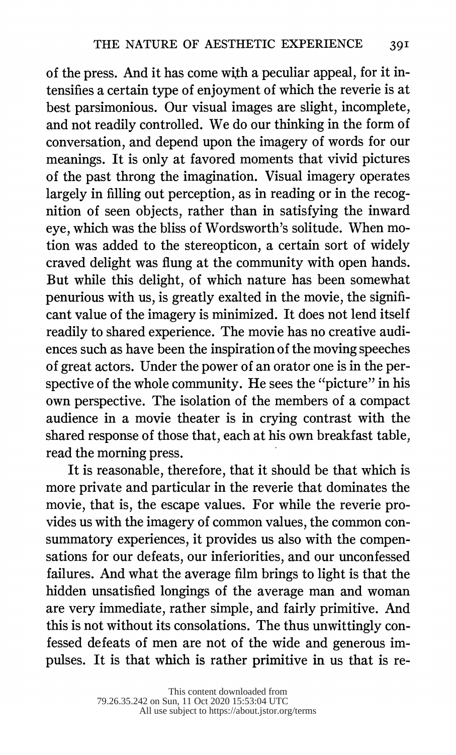of the press. And it has come with a peculiar appeal, for it intensifies a certain type of enjoyment of which the reverie is at best parsimonious. Our visual images are slight, incomplete, and not readily controlled. We do our thinking in the form of conversation, and depend upon the imagery of words for our meanings. It is only at favored moments that vivid pictures of the past throng the imagination. Visual imagery operates largely in filling out perception, as in reading or in the recognition of seen objects, rather than in satisfying the inward eye, which was the bliss of Wordsworth's solitude. When motion was added to the stereopticon, a certain sort of widely craved delight was flung at the community with open hands. But while this delight, of which nature has been somewhat penurious with us, is greatly exalted in the movie, the significant value of the imagery is minimized. It does not lend itself readily to shared experience. The movie has no creative audiences such as have been the inspiration of the moving speeches of great actors. Under the power of an orator one is in the perspective of the whole community. He sees the "picture" in his own perspective. The isolation of the members of a compact audience in a movie theater is in crying contrast with the shared response of those that, each at his own breakfast table, read the morning press.

It is reasonable, therefore, that it should be that which is more private and particular in the reverie that dominates the movie, that is, the escape values. For while the reverie provides us with the imagery of common values, the common consummatory experiences, it provides us also with the compensations for our defeats, our inferiorities, and our unconfessed failures. And what the average film brings to light is that the hidden unsatisfied longings of the average man and woman are very immediate, rather simple, and fairly primitive. And this is not without its consolations. The thus unwittingly confessed defeats of men are not of the wide and generous impulses. It is that which is rather primitive in us that is re-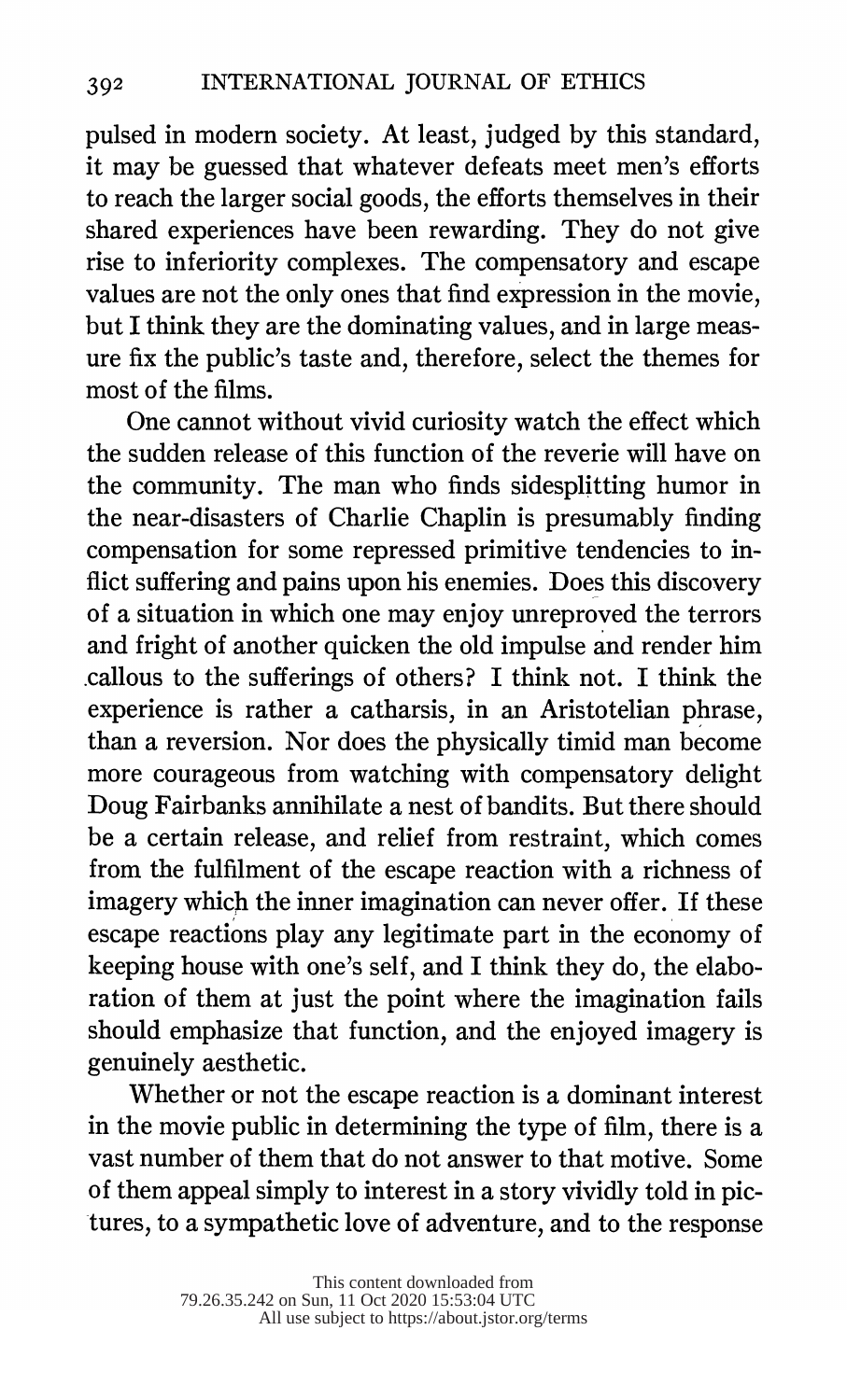pulsed in modern society. At least, judged by this standard, it may be guessed that whatever defeats meet men's efforts to reach the larger social goods, the efforts themselves in their shared experiences have been rewarding. They do not give rise to inferiority complexes. The compensatory and escape values are not the only ones that find expression in the movie, but I think they are the dominating values, and in large measure fix the public's taste and, therefore, select the themes for most of the films.

One cannot without vivid curiosity watch the effect which the sudden release of this function of the reverie will have on the community. The man who finds sidesplitting humor in the near-disasters of Charlie Chaplin is presumably finding compensation for some repressed primitive tendencies to inflict suffering and pains upon his enemies. Does this discovery of a situation in which one may enjoy unreproved the terrors and fright of another quicken the old impulse and render him callous to the sufferings of others? I think not. I think the experience is rather a catharsis, in an Aristotelian phrase, than a reversion. Nor does the physically timid man become more courageous from watching with compensatory delight Doug Fairbanks annihilate a nest of bandits. But there should be a certain release, and relief from restraint, which comes from the fulfilment of the escape reaction with a richness of imagery which the inner imagination can never offer. If these escape reactions play any legitimate part in the economy of keeping house with one's self, and I think they do, the elaboration of them at just the point where the imagination fails should emphasize that function, and the enjoyed imagery is genuinely aesthetic.

Whether or not the escape reaction is a dominant interest in the movie public in determining the type of film, there is a vast number of them that do not answer to that motive. Some of them appeal simply to interest in a story vividly told in pictures, to a sympathetic love of adventure, and to the response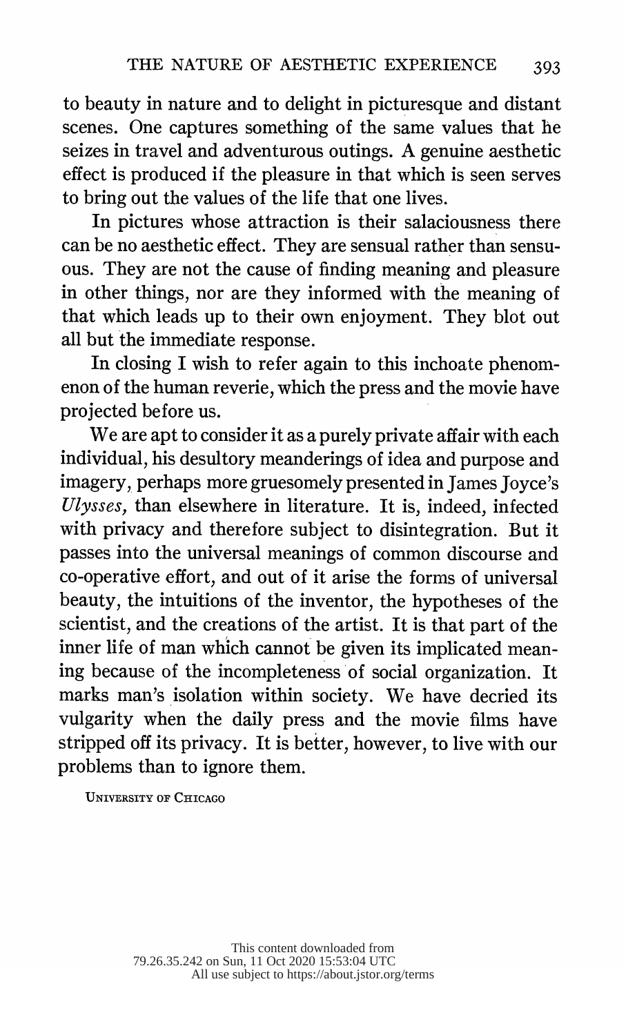to beauty in nature and to delight in picturesque and distant scenes. One captures something of the same values that he seizes in travel and adventurous outings. A genuine aesthetic effect is produced if the pleasure in that which is seen serves to bring out the values of the life that one lives.

In pictures whose attraction is their salaciousness there can be no aesthetic effect. They are sensual rather than sensuous. They are not the cause of finding meaning and pleasure in other things, nor are they informed with the meaning of that which leads up to their own enjoyment. They blot out all but the immediate response.

In closing I wish to refer again to this inchoate phenomenon of the human reverie, which the press and the movie have projected before us.

We are apt to consider it as a purely private affair with each individual, his desultory meanderings of idea and purpose and imagery, perhaps more gruesomely presented in James Joyce's *Ulysses,* than elsewhere in literature. It is, indeed, infected with privacy and therefore subject to disintegration. But it passes into the universal meanings of common discourse and co-operative effort, and out of it arise the forms of universal beauty, the intuitions of the inventor, the hypotheses of the scientist, and the creations of the artist. It is that part of the inner life of man which cannot be given its implicated meaning because of the incompleteness of social organization. It marks man's isolation within society. We have decried its vulgarity when the daily press and the movie films have stripped off its privacy. It is better, however, to live with our problems than to ignore them.

University of Chicago